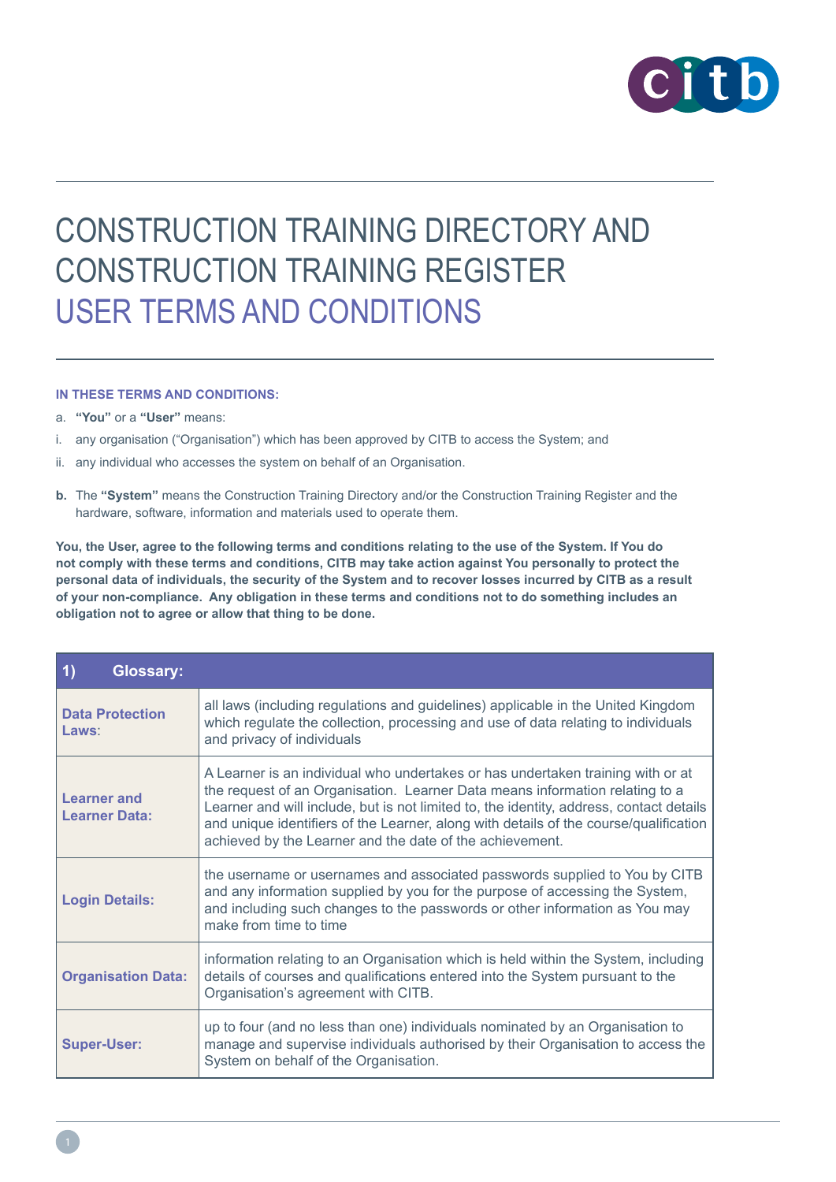# CONSTRUCTION TRAINING DIRECTORY AND CONSTRUCTION TRAINING REGISTER

## USER TERMS AND CONDITIONS

**IN THESE TERMS AND CONDITIONS:**

a. **"You"** or a **"User"** means:

i. any organisation ("Organisation") which has been approved by CITB to access the System; and

ii. any individual who accesses the system on behalf of an Organisation.

**b.** The **"System"** means the Construction Training Directory and/or the Construction Training Register and the hardware, software, information and materials used to operate them.

**You, the User, agree to the following terms and conditions relating to the use of the System. If You do not comply with these terms and conditions, CITB may take action against You personally to protect the personal data of individuals, the security of the System and to recover losses incurred by CITB as a result of your non-compliance. Any obligation in these terms and conditions not to do something includes an obligation not to agree or allow that thing to be done.**

| 1) Glossary: | |
|---|---|
| **Data Protection Laws**: | all laws (including regulations and guidelines) applicable in the United Kingdom which regulate the collection, processing and use of data relating to individuals and privacy of individuals |
| **Learner and Learner Data:** | A Learner is an individual who undertakes or has undertaken training with or at the request of an Organisation. Learner Data means information relating to a Learner and will include, but is not limited to, the identity, address, contact details and unique identifiers of the Learner, along with details of the course/qualification achieved by the Learner and the date of the achievement. |
| **Login Details:** | the username or usernames and associated passwords supplied to You by CITB and any information supplied by you for the purpose of accessing the System, and including such changes to the passwords or other information as You may make from time to time |
| **Organisation Data:** | information relating to an Organisation which is held within the System, including details of courses and qualifications entered into the System pursuant to the Organisation's agreement with CITB. |
| **Super-User:** | up to four (and no less than one) individuals nominated by an Organisation to manage and supervise individuals authorised by their Organisation to access the System on behalf of the Organisation. |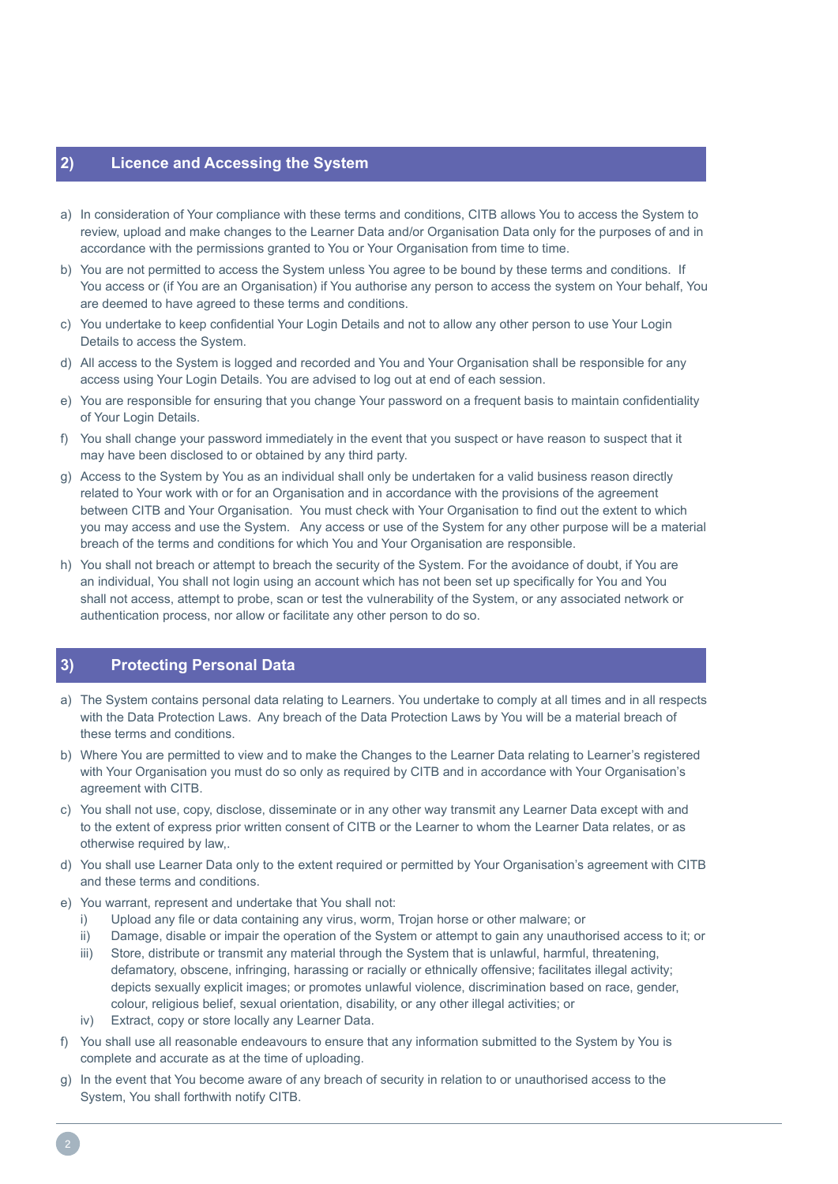## 2) Licence and Accessing the System

a) In consideration of Your compliance with these terms and conditions, CITB allows You to access the System to review, upload and make changes to the Learner Data and/or Organisation Data only for the purposes of and in accordance with the permissions granted to You or Your Organisation from time to time.

b) You are not permitted to access the System unless You agree to be bound by these terms and conditions. If You access or (if You are an Organisation) if You authorise any person to access the system on Your behalf, You are deemed to have agreed to these terms and conditions.

c) You undertake to keep confidential Your Login Details and not to allow any other person to use Your Login Details to access the System.

d) All access to the System is logged and recorded and You and Your Organisation shall be responsible for any access using Your Login Details. You are advised to log out at end of each session.

e) You are responsible for ensuring that you change Your password on a frequent basis to maintain confidentiality of Your Login Details.

f) You shall change your password immediately in the event that you suspect or have reason to suspect that it may have been disclosed to or obtained by any third party.

g) Access to the System by You as an individual shall only be undertaken for a valid business reason directly related to Your work with or for an Organisation and in accordance with the provisions of the agreement between CITB and Your Organisation. You must check with Your Organisation to find out the extent to which you may access and use the System. Any access or use of the System for any other purpose will be a material breach of the terms and conditions for which You and Your Organisation are responsible.

h) You shall not breach or attempt to breach the security of the System. For the avoidance of doubt, if You are an individual, You shall not login using an account which has not been set up specifically for You and You shall not access, attempt to probe, scan or test the vulnerability of the System, or any associated network or authentication process, nor allow or facilitate any other person to do so.

## 3) Protecting Personal Data

a) The System contains personal data relating to Learners. You undertake to comply at all times and in all respects with the Data Protection Laws. Any breach of the Data Protection Laws by You will be a material breach of these terms and conditions.

b) Where You are permitted to view and to make the Changes to the Learner Data relating to Learner's registered with Your Organisation you must do so only as required by CITB and in accordance with Your Organisation's agreement with CITB.

c) You shall not use, copy, disclose, disseminate or in any other way transmit any Learner Data except with and to the extent of express prior written consent of CITB or the Learner to whom the Learner Data relates, or as otherwise required by law,.

d) You shall use Learner Data only to the extent required or permitted by Your Organisation's agreement with CITB and these terms and conditions.

e) You warrant, represent and undertake that You shall not:
   i) Upload any file or data containing any virus, worm, Trojan horse or other malware; or
   ii) Damage, disable or impair the operation of the System or attempt to gain any unauthorised access to it; or
   iii) Store, distribute or transmit any material through the System that is unlawful, harmful, threatening, defamatory, obscene, infringing, harassing or racially or ethnically offensive; facilitates illegal activity; depicts sexually explicit images; or promotes unlawful violence, discrimination based on race, gender, colour, religious belief, sexual orientation, disability, or any other illegal activities; or
   iv) Extract, copy or store locally any Learner Data.

f) You shall use all reasonable endeavours to ensure that any information submitted to the System by You is complete and accurate as at the time of uploading.

g) In the event that You become aware of any breach of security in relation to or unauthorised access to the System, You shall forthwith notify CITB.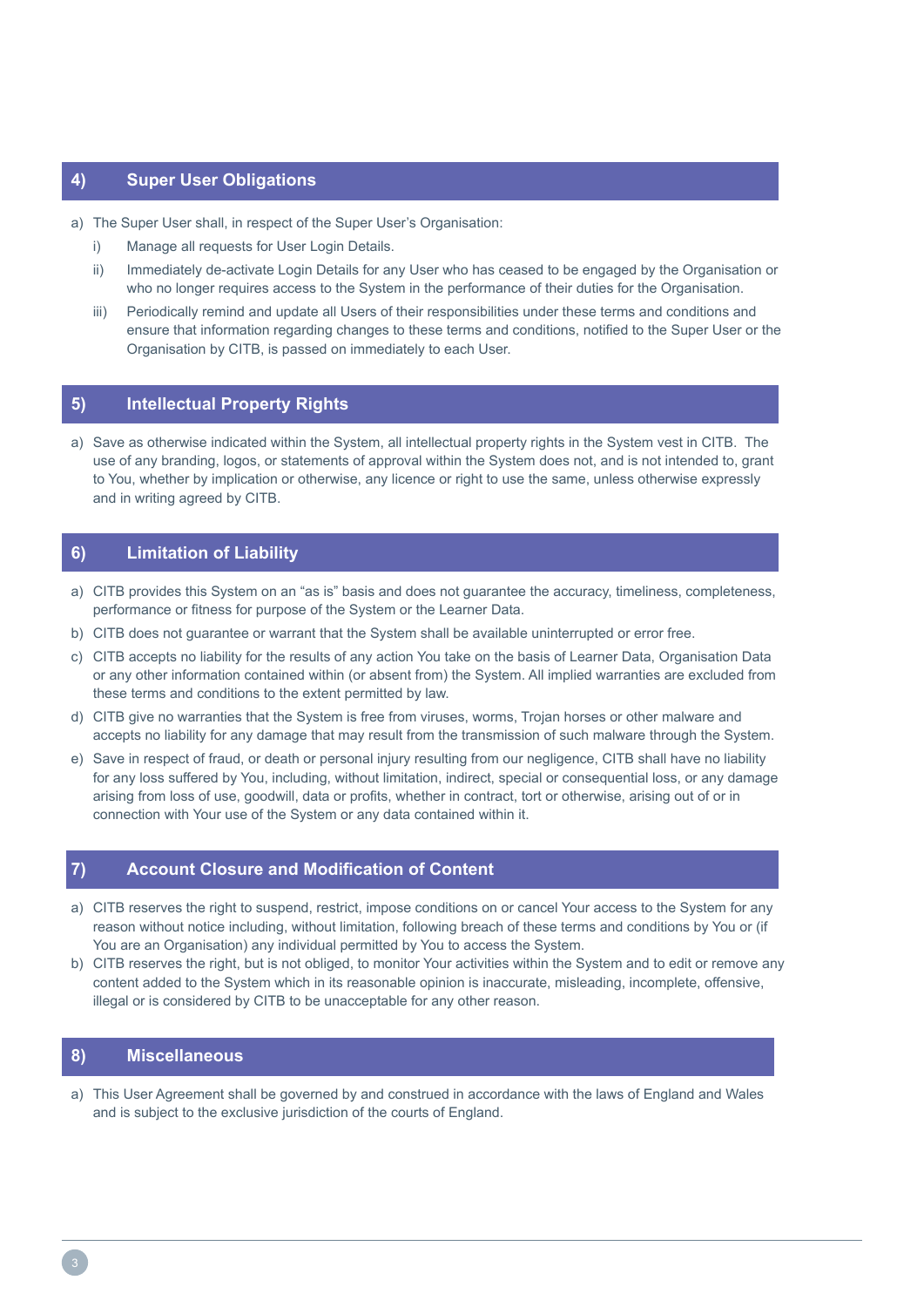## 4) Super User Obligations

a) The Super User shall, in respect of the Super User's Organisation:

   i) Manage all requests for User Login Details.

   ii) Immediately de-activate Login Details for any User who has ceased to be engaged by the Organisation or who no longer requires access to the System in the performance of their duties for the Organisation.

   iii) Periodically remind and update all Users of their responsibilities under these terms and conditions and ensure that information regarding changes to these terms and conditions, notified to the Super User or the Organisation by CITB, is passed on immediately to each User.

## 5) Intellectual Property Rights

a) Save as otherwise indicated within the System, all intellectual property rights in the System vest in CITB. The use of any branding, logos, or statements of approval within the System does not, and is not intended to, grant to You, whether by implication or otherwise, any licence or right to use the same, unless otherwise expressly and in writing agreed by CITB.

## 6) Limitation of Liability

a) CITB provides this System on an "as is" basis and does not guarantee the accuracy, timeliness, completeness, performance or fitness for purpose of the System or the Learner Data.

b) CITB does not guarantee or warrant that the System shall be available uninterrupted or error free.

c) CITB accepts no liability for the results of any action You take on the basis of Learner Data, Organisation Data or any other information contained within (or absent from) the System. All implied warranties are excluded from these terms and conditions to the extent permitted by law.

d) CITB give no warranties that the System is free from viruses, worms, Trojan horses or other malware and accepts no liability for any damage that may result from the transmission of such malware through the System.

e) Save in respect of fraud, or death or personal injury resulting from our negligence, CITB shall have no liability for any loss suffered by You, including, without limitation, indirect, special or consequential loss, or any damage arising from loss of use, goodwill, data or profits, whether in contract, tort or otherwise, arising out of or in connection with Your use of the System or any data contained within it.

## 7) Account Closure and Modification of Content

a) CITB reserves the right to suspend, restrict, impose conditions on or cancel Your access to the System for any reason without notice including, without limitation, following breach of these terms and conditions by You or (if You are an Organisation) any individual permitted by You to access the System.

b) CITB reserves the right, but is not obliged, to monitor Your activities within the System and to edit or remove any content added to the System which in its reasonable opinion is inaccurate, misleading, incomplete, offensive, illegal or is considered by CITB to be unacceptable for any other reason.

## 8) Miscellaneous

a) This User Agreement shall be governed by and construed in accordance with the laws of England and Wales and is subject to the exclusive jurisdiction of the courts of England.